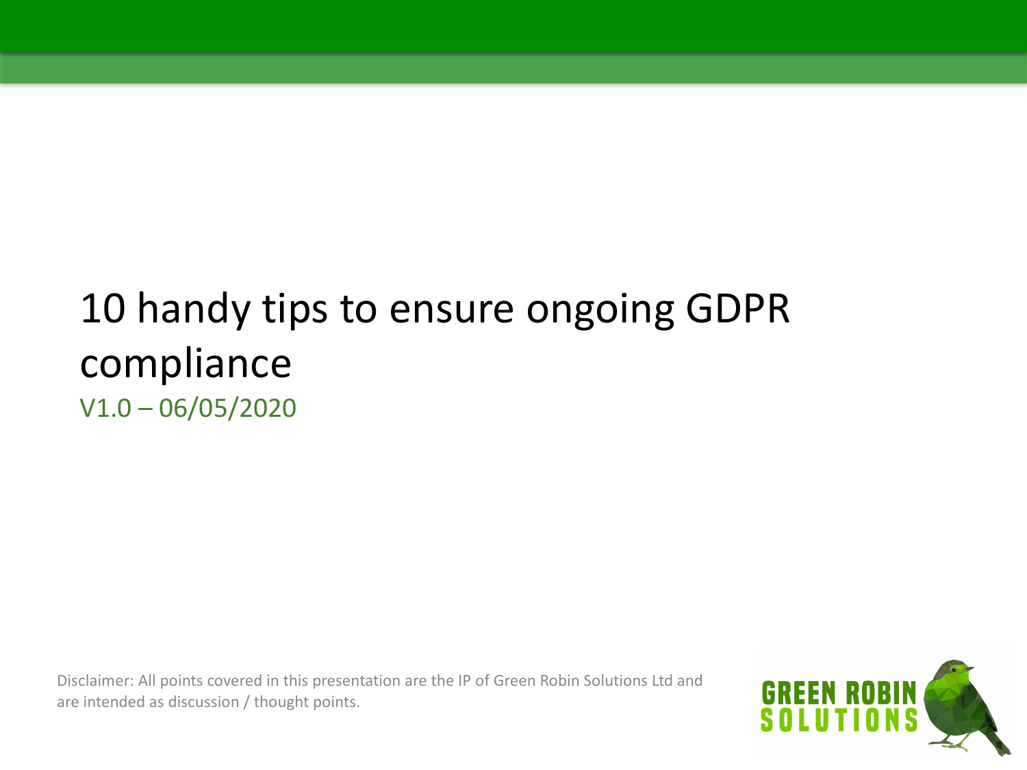# 10 handy tips to ensure ongoing GDPR compliance

V1.0 – 06/05/2020

Disclaimer: All points covered in this presentation are the IP of Green Robin Solutions Ltd and are intended as discussion / thought points.

GREEN ROBIN SOLUTIONS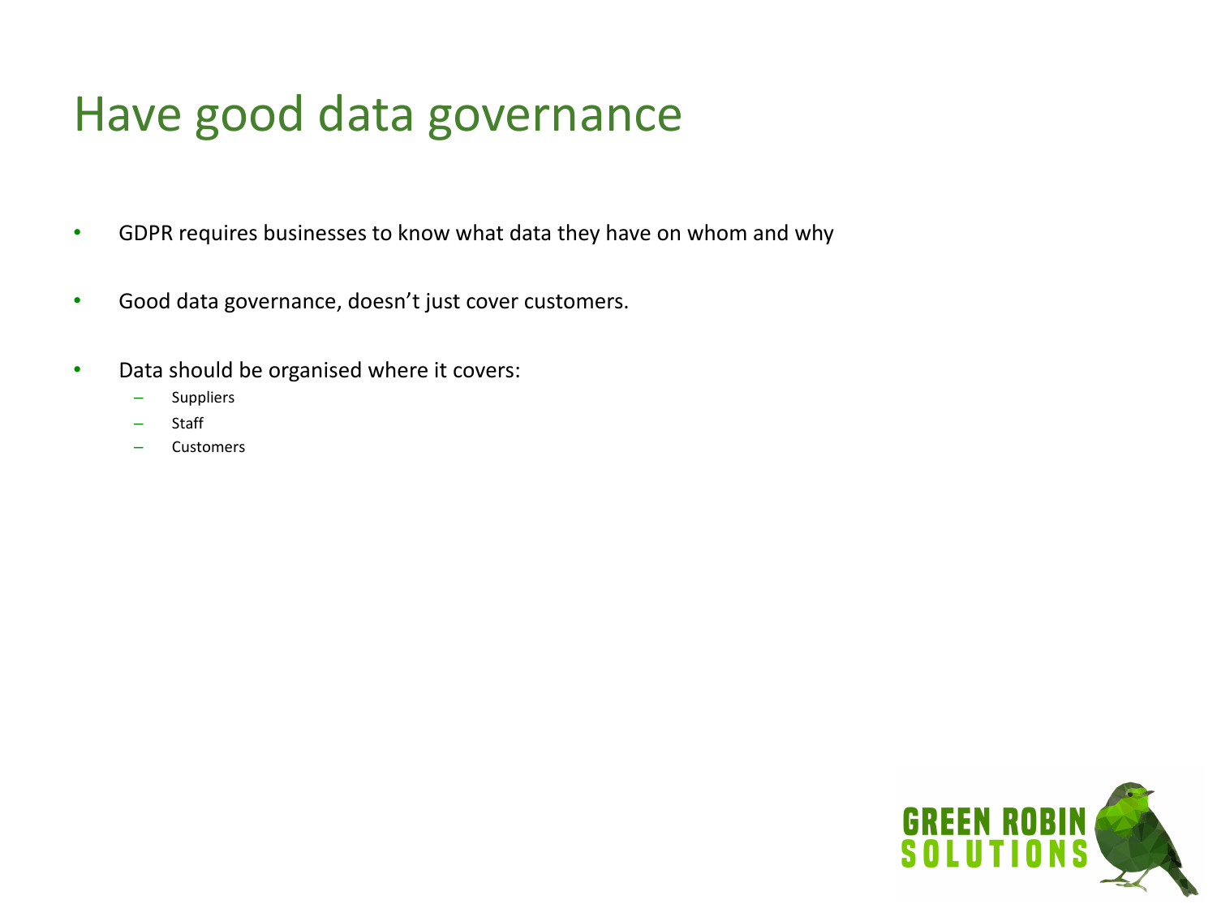# Have good data governance

- GDPR requires businesses to know what data they have on whom and why
- Good data governance, doesn't just cover customers.
- Data should be organised where it covers:
  - Suppliers
  - Staff
  - Customers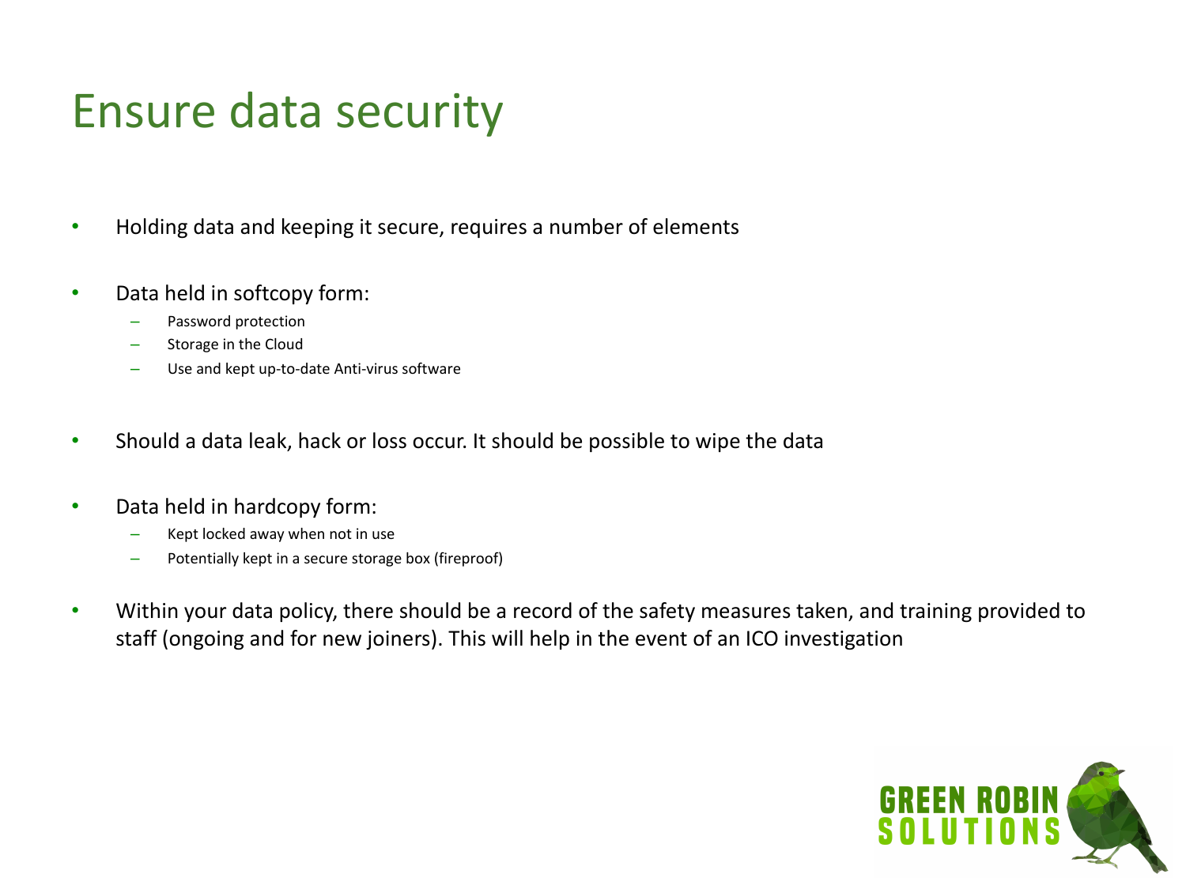# Ensure data security

- Holding data and keeping it secure, requires a number of elements
- Data held in softcopy form:
  - Password protection
  - Storage in the Cloud
  - Use and kept up-to-date Anti-virus software
- Should a data leak, hack or loss occur. It should be possible to wipe the data
- Data held in hardcopy form:
  - Kept locked away when not in use
  - Potentially kept in a secure storage box (fireproof)
- Within your data policy, there should be a record of the safety measures taken, and training provided to staff (ongoing and for new joiners). This will help in the event of an ICO investigation

GREEN ROBIN SOLUTIONS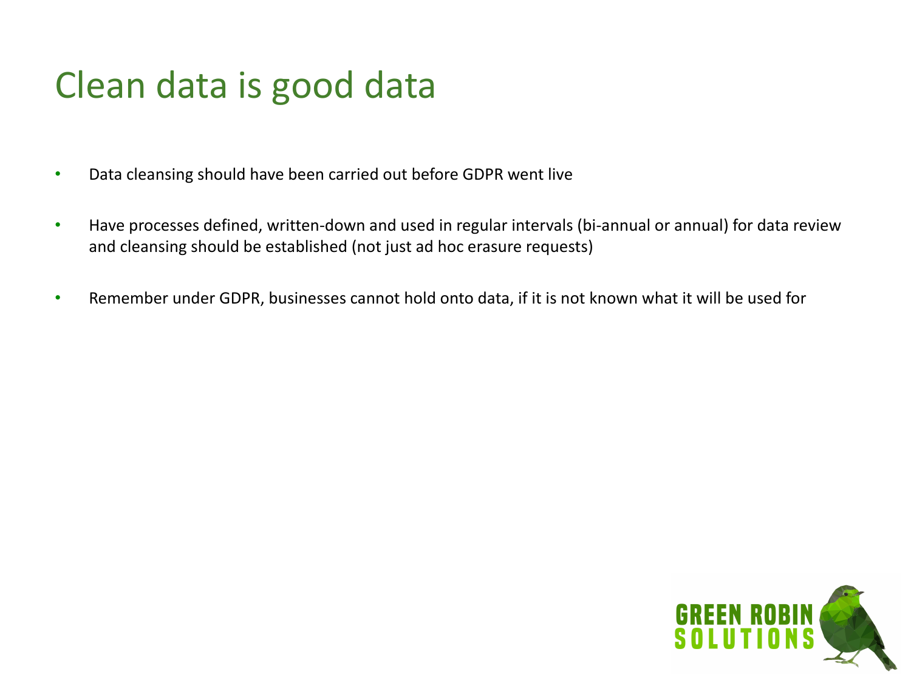# Clean data is good data

- Data cleansing should have been carried out before GDPR went live
- Have processes defined, written-down and used in regular intervals (bi-annual or annual) for data review and cleansing should be established (not just ad hoc erasure requests)
- Remember under GDPR, businesses cannot hold onto data, if it is not known what it will be used for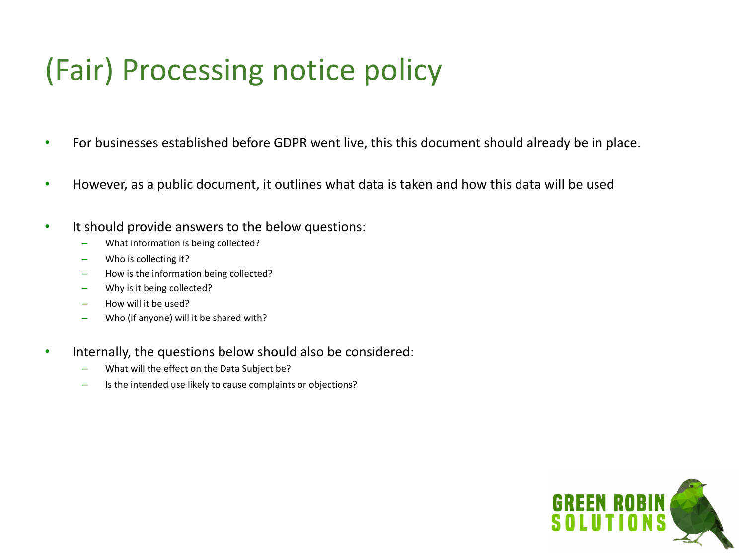# (Fair) Processing notice policy

- For businesses established before GDPR went live, this this document should already be in place.
- However, as a public document, it outlines what data is taken and how this data will be used
- It should provide answers to the below questions:
  - What information is being collected?
  - Who is collecting it?
  - How is the information being collected?
  - Why is it being collected?
  - How will it be used?
  - Who (if anyone) will it be shared with?
- Internally, the questions below should also be considered:
  - What will the effect on the Data Subject be?
  - Is the intended use likely to cause complaints or objections?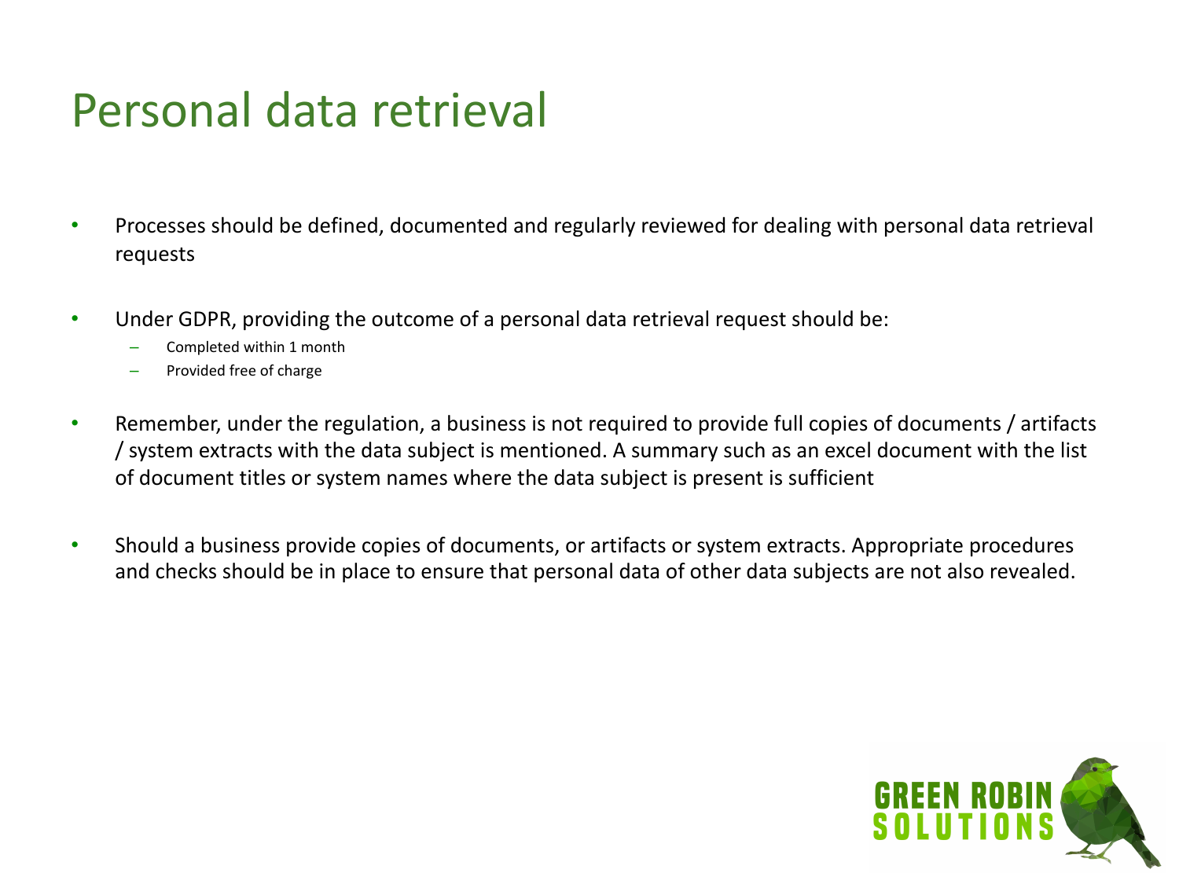# Personal data retrieval

- Processes should be defined, documented and regularly reviewed for dealing with personal data retrieval requests
- Under GDPR, providing the outcome of a personal data retrieval request should be:
  - Completed within 1 month
  - Provided free of charge
- Remember, under the regulation, a business is not required to provide full copies of documents / artifacts / system extracts with the data subject is mentioned. A summary such as an excel document with the list of document titles or system names where the data subject is present is sufficient
- Should a business provide copies of documents, or artifacts or system extracts. Appropriate procedures and checks should be in place to ensure that personal data of other data subjects are not also revealed.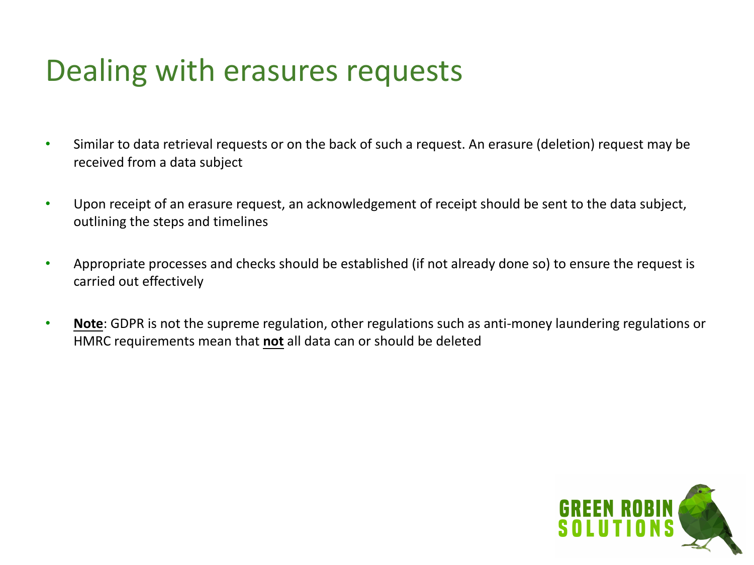# Dealing with erasures requests

- Similar to data retrieval requests or on the back of such a request. An erasure (deletion) request may be received from a data subject
- Upon receipt of an erasure request, an acknowledgement of receipt should be sent to the data subject, outlining the steps and timelines
- Appropriate processes and checks should be established (if not already done so) to ensure the request is carried out effectively
- **Note**: GDPR is not the supreme regulation, other regulations such as anti-money laundering regulations or HMRC requirements mean that **not** all data can or should be deleted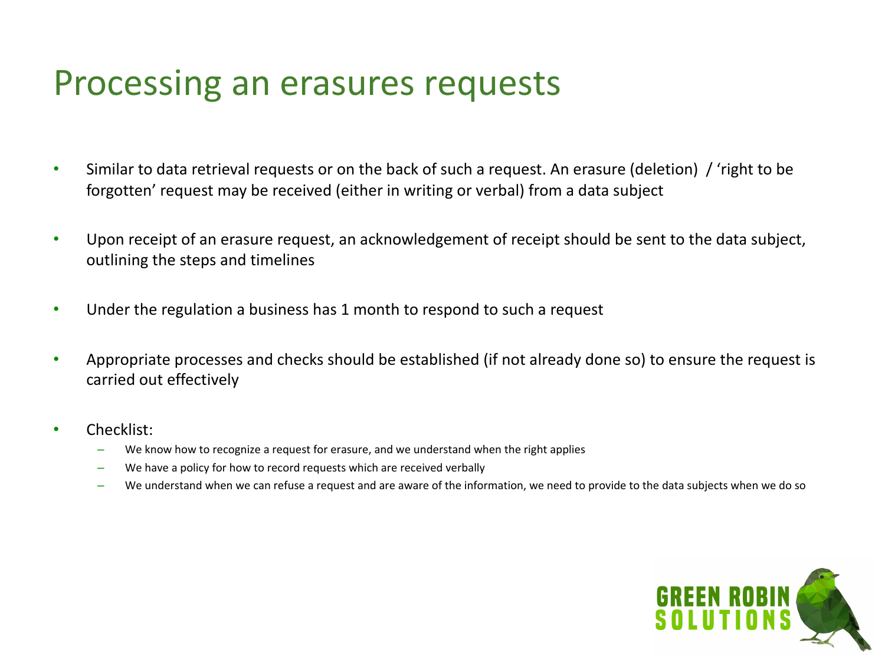# Processing an erasures requests

- Similar to data retrieval requests or on the back of such a request. An erasure (deletion) / 'right to be forgotten' request may be received (either in writing or verbal) from a data subject
- Upon receipt of an erasure request, an acknowledgement of receipt should be sent to the data subject, outlining the steps and timelines
- Under the regulation a business has 1 month to respond to such a request
- Appropriate processes and checks should be established (if not already done so) to ensure the request is carried out effectively
- Checklist:
  - We know how to recognize a request for erasure, and we understand when the right applies
  - We have a policy for how to record requests which are received verbally
  - We understand when we can refuse a request and are aware of the information, we need to provide to the data subjects when we do so

GREEN ROBIN SOLUTIONS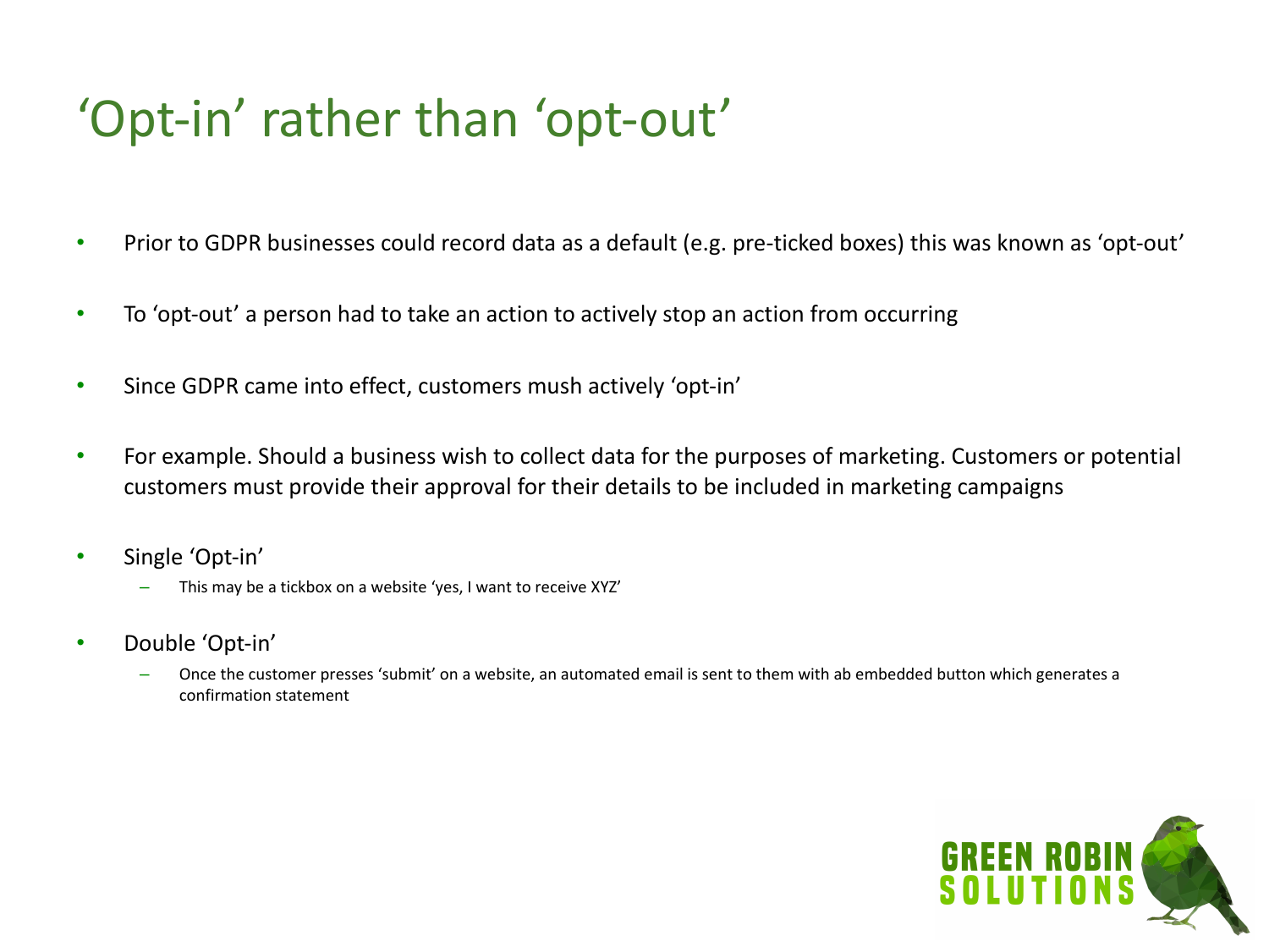# 'Opt-in' rather than 'opt-out'

- Prior to GDPR businesses could record data as a default (e.g. pre-ticked boxes) this was known as 'opt-out'
- To 'opt-out' a person had to take an action to actively stop an action from occurring
- Since GDPR came into effect, customers mush actively 'opt-in'
- For example. Should a business wish to collect data for the purposes of marketing. Customers or potential customers must provide their approval for their details to be included in marketing campaigns
- Single 'Opt-in'
  - This may be a tickbox on a website 'yes, I want to receive XYZ'
- Double 'Opt-in'
  - Once the customer presses 'submit' on a website, an automated email is sent to them with ab embedded button which generates a confirmation statement

GREEN ROBIN SOLUTIONS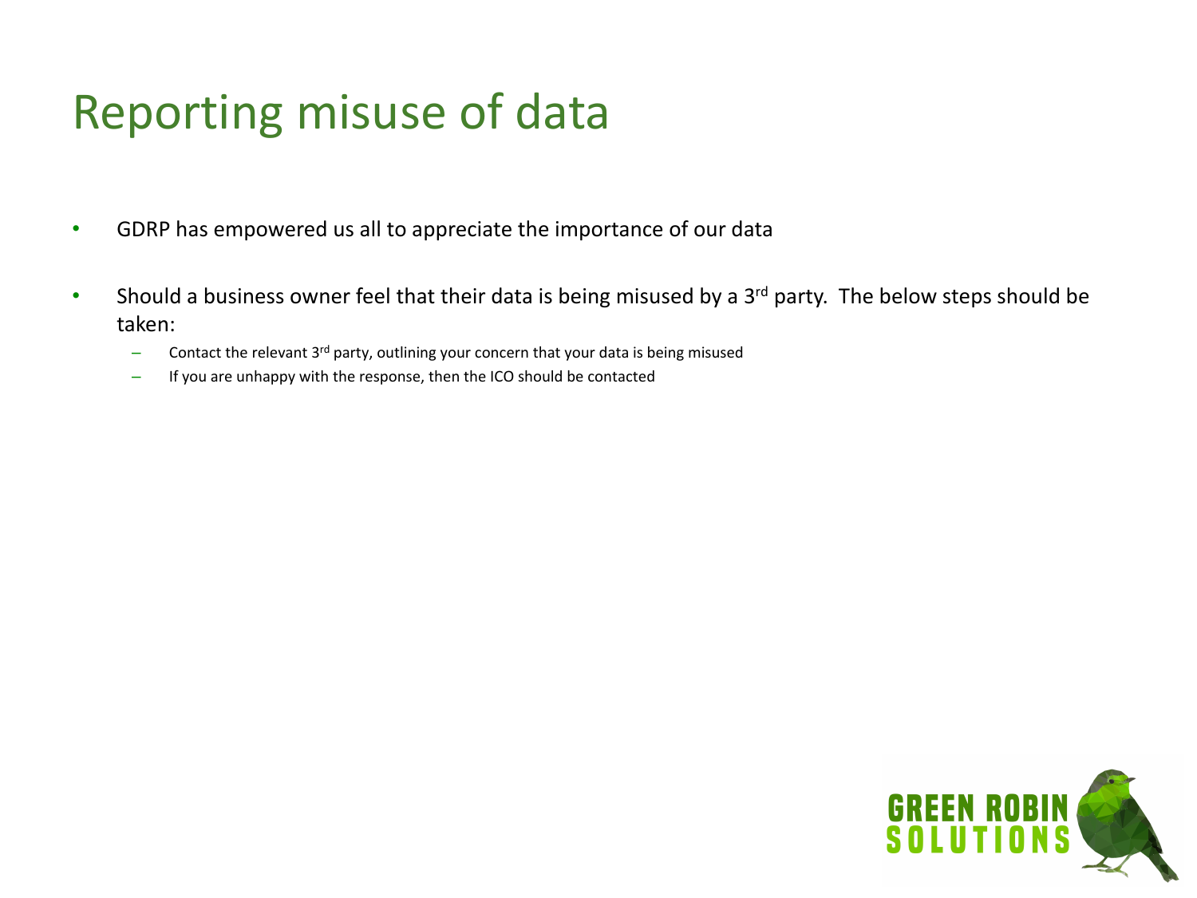# Reporting misuse of data

- GDRP has empowered us all to appreciate the importance of our data
- Should a business owner feel that their data is being misused by a 3rd party. The below steps should be taken:
  - Contact the relevant 3rd party, outlining your concern that your data is being misused
  - If you are unhappy with the response, then the ICO should be contacted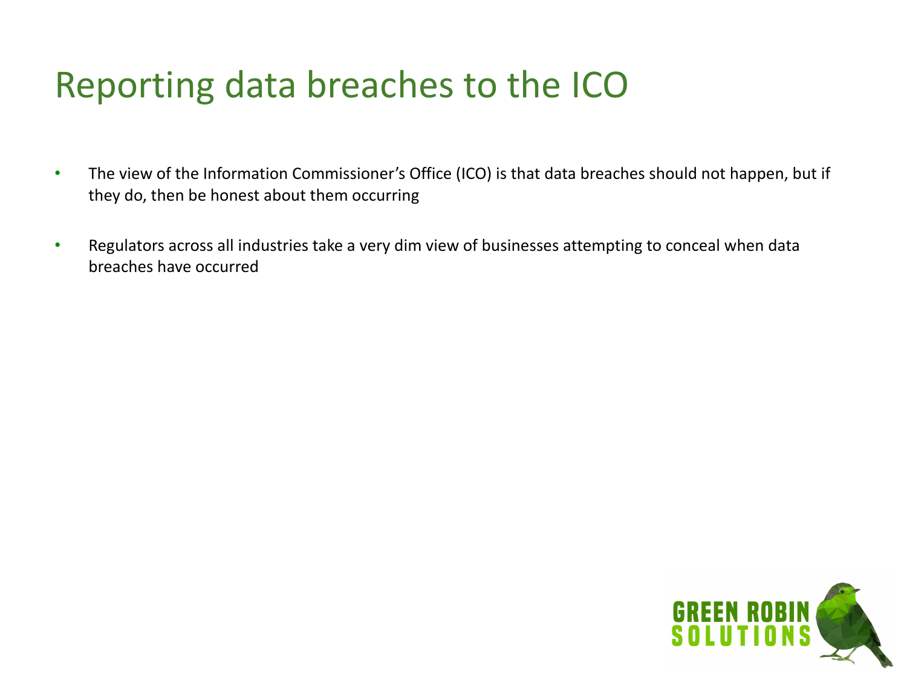# Reporting data breaches to the ICO

- The view of the Information Commissioner's Office (ICO) is that data breaches should not happen, but if they do, then be honest about them occurring
- Regulators across all industries take a very dim view of businesses attempting to conceal when data breaches have occurred